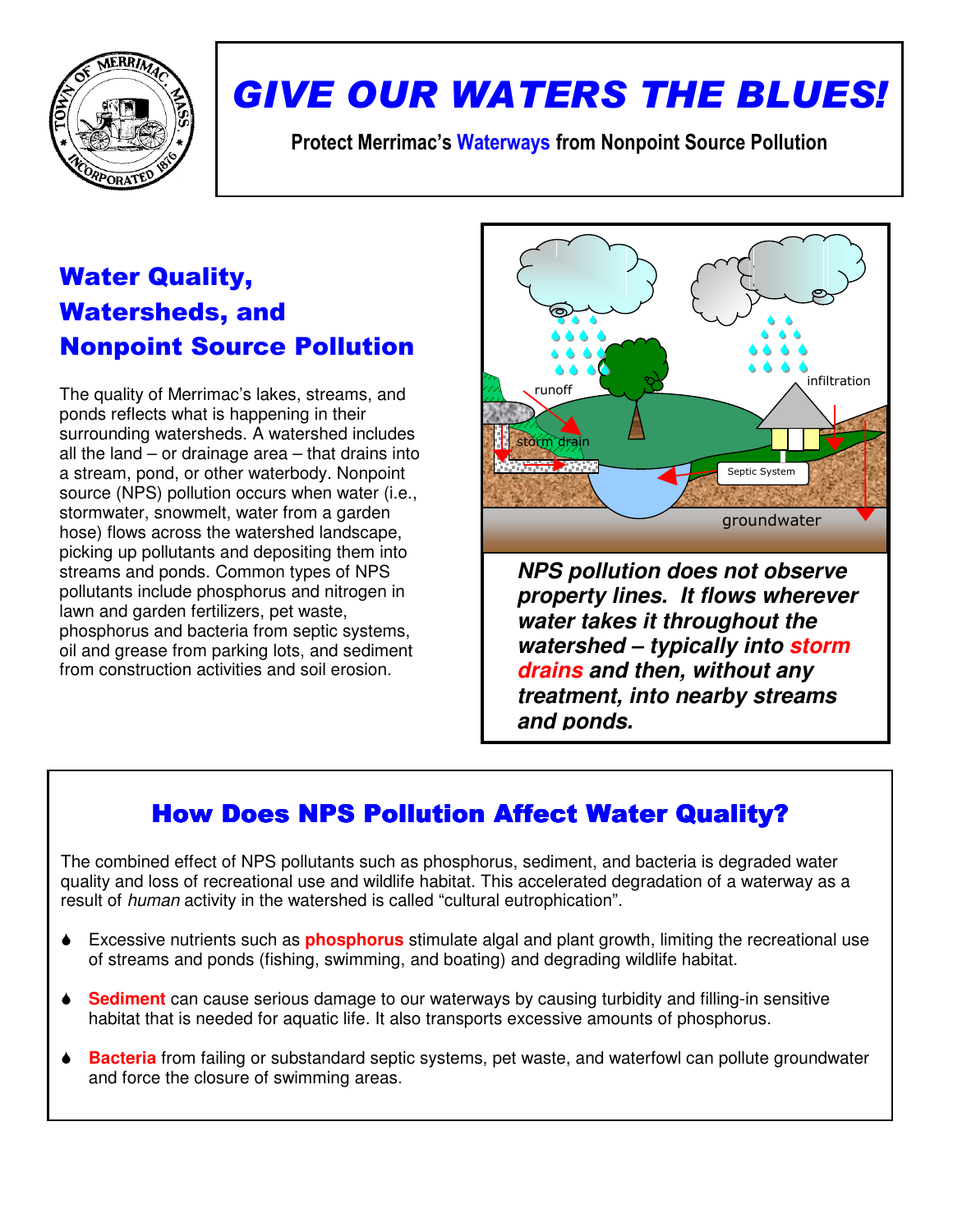# GIVE OUR WATERS THE BLUES!

**Protect Merrimac's Waterways from Nonpoint Source Pollution**

## Water Quality, Watersheds, and Nonpoint Source Pollution

The quality of Merrimac's lakes, streams, and ponds reflects what is happening in their surrounding watersheds. A watershed includes all the land – or drainage area – that drains into a stream, pond, or other waterbody. Nonpoint source (NPS) pollution occurs when water (i.e., stormwater, snowmelt, water from a garden hose) flows across the watershed landscape, picking up pollutants and depositing them into streams and ponds. Common types of NPS pollutants include phosphorus and nitrogen in lawn and garden fertilizers, pet waste, phosphorus and bacteria from septic systems, oil and grease from parking lots, and sediment from construction activities and soil erosion.

runoff

storm drain

infiltration

Septic System

groundwater

***NPS pollution does not observe property lines. It flows wherever water takes it throughout the watershed – typically into storm drains and then, without any treatment, into nearby streams and ponds.***

## How Does NPS Pollution Affect Water Quality?

The combined effect of NPS pollutants such as phosphorus, sediment, and bacteria is degraded water quality and loss of recreational use and wildlife habitat. This accelerated degradation of a waterway as a result of *human* activity in the watershed is called "cultural eutrophication".

- Excessive nutrients such as **phosphorus** stimulate algal and plant growth, limiting the recreational use of streams and ponds (fishing, swimming, and boating) and degrading wildlife habitat.
- **Sediment** can cause serious damage to our waterways by causing turbidity and filling-in sensitive habitat that is needed for aquatic life. It also transports excessive amounts of phosphorus.
- **Bacteria** from failing or substandard septic systems, pet waste, and waterfowl can pollute groundwater and force the closure of swimming areas.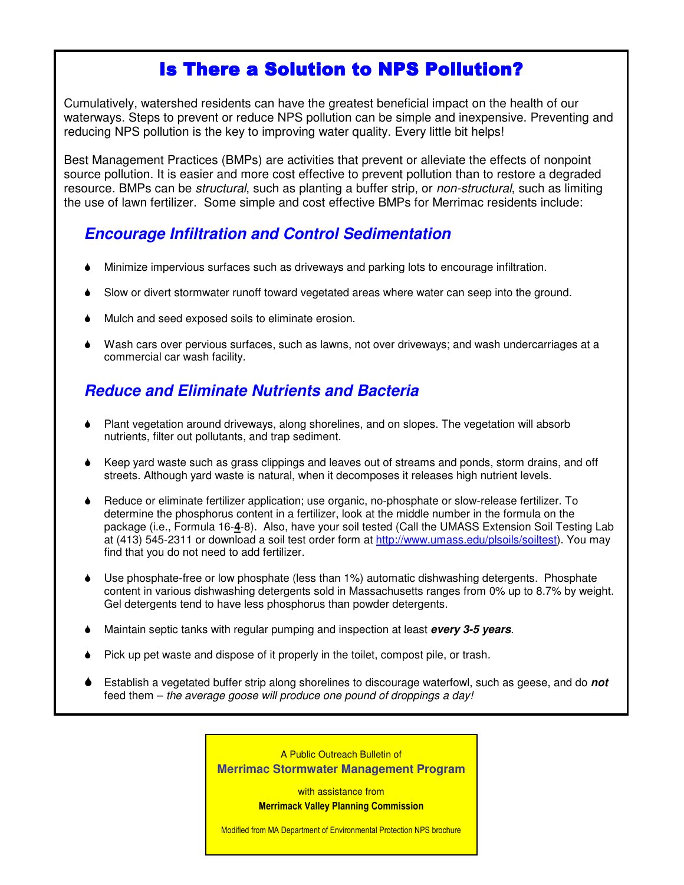# Is There a Solution to NPS Pollution?

Cumulatively, watershed residents can have the greatest beneficial impact on the health of our waterways. Steps to prevent or reduce NPS pollution can be simple and inexpensive. Preventing and reducing NPS pollution is the key to improving water quality. Every little bit helps!

Best Management Practices (BMPs) are activities that prevent or alleviate the effects of nonpoint source pollution. It is easier and more cost effective to prevent pollution than to restore a degraded resource. BMPs can be *structural*, such as planting a buffer strip, or *non-structural*, such as limiting the use of lawn fertilizer. Some simple and cost effective BMPs for Merrimac residents include:

## *Encourage Infiltration and Control Sedimentation*

- Minimize impervious surfaces such as driveways and parking lots to encourage infiltration.
- Slow or divert stormwater runoff toward vegetated areas where water can seep into the ground.
- Mulch and seed exposed soils to eliminate erosion.
- Wash cars over pervious surfaces, such as lawns, not over driveways; and wash undercarriages at a commercial car wash facility.

## *Reduce and Eliminate Nutrients and Bacteria*

- Plant vegetation around driveways, along shorelines, and on slopes. The vegetation will absorb nutrients, filter out pollutants, and trap sediment.
- Keep yard waste such as grass clippings and leaves out of streams and ponds, storm drains, and off streets. Although yard waste is natural, when it decomposes it releases high nutrient levels.
- Reduce or eliminate fertilizer application; use organic, no-phosphate or slow-release fertilizer. To determine the phosphorus content in a fertilizer, look at the middle number in the formula on the package (i.e., Formula 16-**4**-8). Also, have your soil tested (Call the UMASS Extension Soil Testing Lab at (413) 545-2311 or download a soil test order form at http://www.umass.edu/plsoils/soiltest). You may find that you do not need to add fertilizer.
- Use phosphate-free or low phosphate (less than 1%) automatic dishwashing detergents. Phosphate content in various dishwashing detergents sold in Massachusetts ranges from 0% up to 8.7% by weight. Gel detergents tend to have less phosphorus than powder detergents.
- Maintain septic tanks with regular pumping and inspection at least ***every 3-5 years***.
- Pick up pet waste and dispose of it properly in the toilet, compost pile, or trash.
- Establish a vegetated buffer strip along shorelines to discourage waterfowl, such as geese, and do ***not*** feed them – *the average goose will produce one pound of droppings a day!*

A Public Outreach Bulletin of

**Merrimac Stormwater Management Program**

with assistance from

**Merrimack Valley Planning Commission**

Modified from MA Department of Environmental Protection NPS brochure